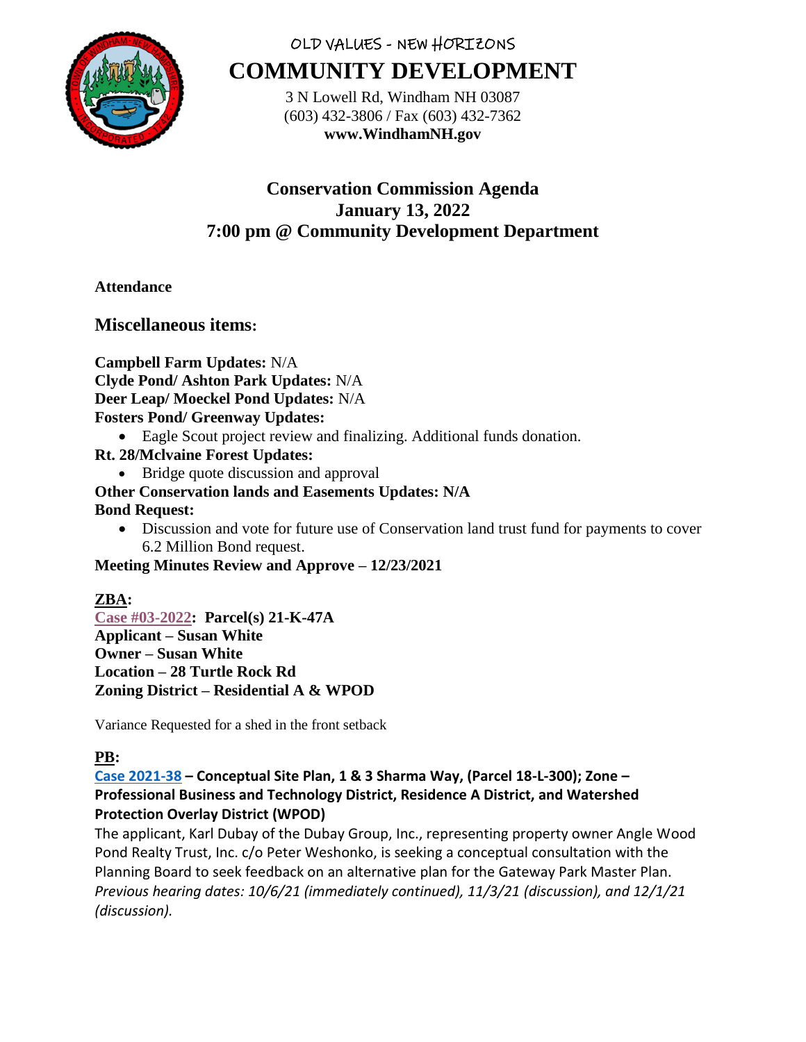OLD VALUES - NEW HORIZONS

# COMMUNITY DEVELOPMENT

3 N Lowell Rd, Windham NH 03087
(603) 432-3806 / Fax (603) 432-7362
**www.WindhamNH.gov**

## Conservation Commission Agenda
## January 13, 2022
## 7:00 pm @ Community Development Department

**Attendance**

### Miscellaneous items:

**Campbell Farm Updates:** N/A
**Clyde Pond/ Ashton Park Updates:** N/A
**Deer Leap/ Moeckel Pond Updates:** N/A
**Fosters Pond/ Greenway Updates:**

- Eagle Scout project review and finalizing. Additional funds donation.

**Rt. 28/Mclvaine Forest Updates:**

- Bridge quote discussion and approval

**Other Conservation lands and Easements Updates: N/A**
**Bond Request:**

- Discussion and vote for future use of Conservation land trust fund for payments to cover 6.2 Million Bond request.

**Meeting Minutes Review and Approve – 12/23/2021**

**ZBA:**

**Case #03-2022: Parcel(s) 21-K-47A**
**Applicant – Susan White**
**Owner – Susan White**
**Location – 28 Turtle Rock Rd**
**Zoning District – Residential A & WPOD**

Variance Requested for a shed in the front setback

**PB:**

**Case 2021-38 – Conceptual Site Plan, 1 & 3 Sharma Way, (Parcel 18-L-300); Zone – Professional Business and Technology District, Residence A District, and Watershed Protection Overlay District (WPOD)**

The applicant, Karl Dubay of the Dubay Group, Inc., representing property owner Angle Wood Pond Realty Trust, Inc. c/o Peter Weshonko, is seeking a conceptual consultation with the Planning Board to seek feedback on an alternative plan for the Gateway Park Master Plan. *Previous hearing dates: 10/6/21 (immediately continued), 11/3/21 (discussion), and 12/1/21 (discussion).*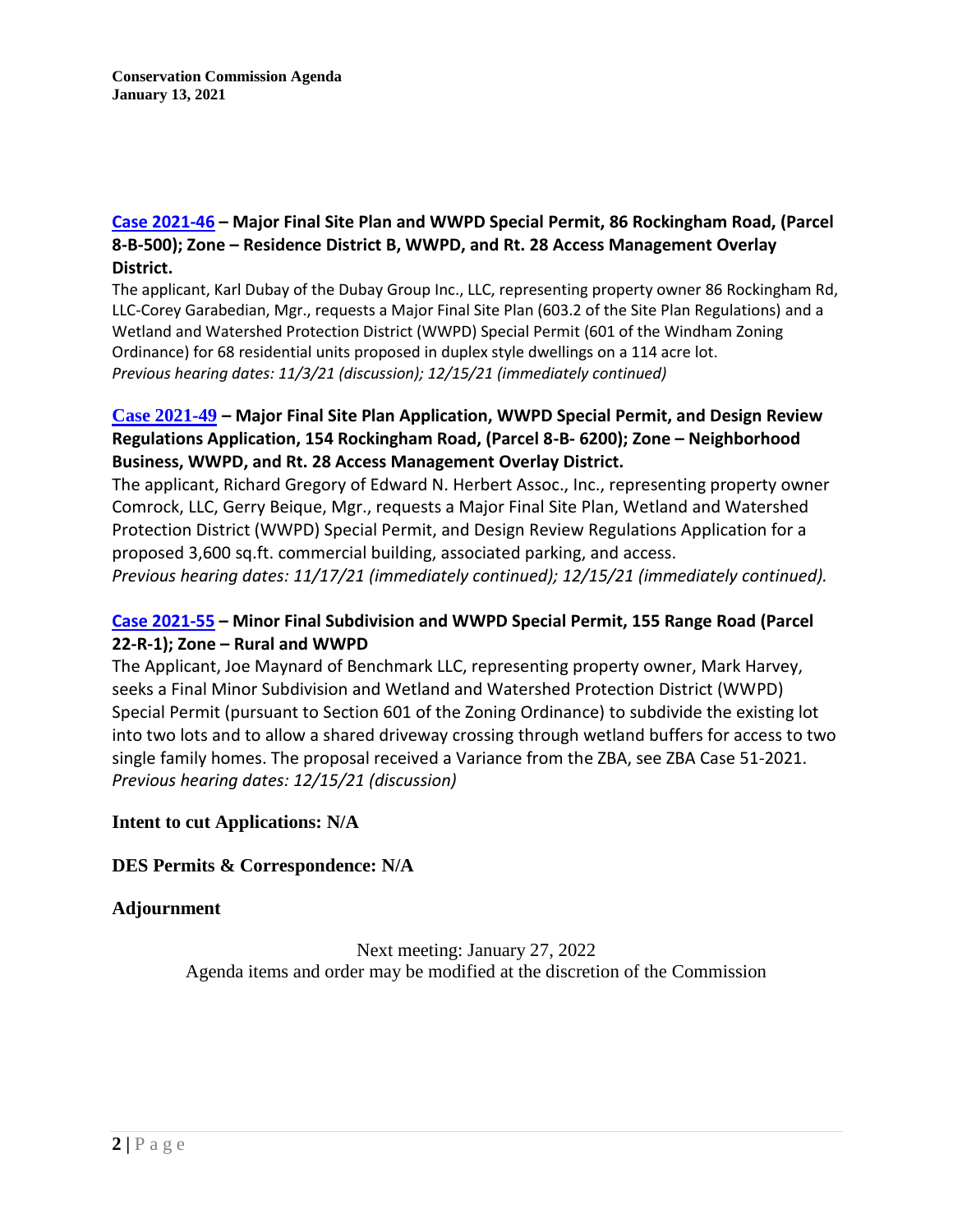**[Case 2021-46](#) – Major Final Site Plan and WWPD Special Permit, 86 Rockingham Road, (Parcel 8-B-500); Zone – Residence District B, WWPD, and Rt. 28 Access Management Overlay District.**

The applicant, Karl Dubay of the Dubay Group Inc., LLC, representing property owner 86 Rockingham Rd, LLC-Corey Garabedian, Mgr., requests a Major Final Site Plan (603.2 of the Site Plan Regulations) and a Wetland and Watershed Protection District (WWPD) Special Permit (601 of the Windham Zoning Ordinance) for 68 residential units proposed in duplex style dwellings on a 114 acre lot.
*Previous hearing dates: 11/3/21 (discussion); 12/15/21 (immediately continued)*

**[Case 2021-49](#) – Major Final Site Plan Application, WWPD Special Permit, and Design Review Regulations Application, 154 Rockingham Road, (Parcel 8-B- 6200); Zone – Neighborhood Business, WWPD, and Rt. 28 Access Management Overlay District.**

The applicant, Richard Gregory of Edward N. Herbert Assoc., Inc., representing property owner Comrock, LLC, Gerry Beique, Mgr., requests a Major Final Site Plan, Wetland and Watershed Protection District (WWPD) Special Permit, and Design Review Regulations Application for a proposed 3,600 sq.ft. commercial building, associated parking, and access.
*Previous hearing dates: 11/17/21 (immediately continued); 12/15/21 (immediately continued).*

**[Case 2021-55](#) – Minor Final Subdivision and WWPD Special Permit, 155 Range Road (Parcel 22-R-1); Zone – Rural and WWPD**

The Applicant, Joe Maynard of Benchmark LLC, representing property owner, Mark Harvey, seeks a Final Minor Subdivision and Wetland and Watershed Protection District (WWPD) Special Permit (pursuant to Section 601 of the Zoning Ordinance) to subdivide the existing lot into two lots and to allow a shared driveway crossing through wetland buffers for access to two single family homes. The proposal received a Variance from the ZBA, see ZBA Case 51-2021.
*Previous hearing dates: 12/15/21 (discussion)*

**Intent to cut Applications: N/A**

**DES Permits & Correspondence: N/A**

**Adjournment**

Next meeting: January 27, 2022
Agenda items and order may be modified at the discretion of the Commission